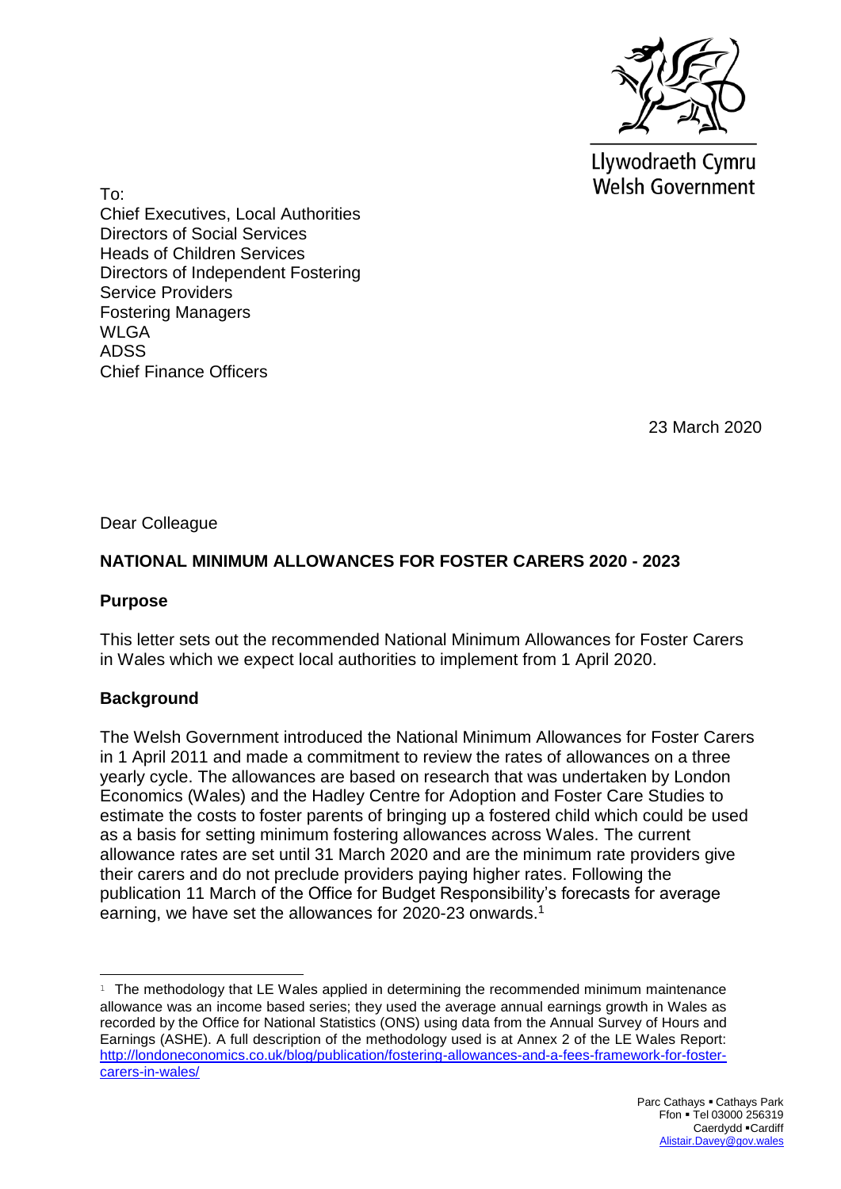Llywodraeth Cymru
Welsh Government

To:
Chief Executives, Local Authorities
Directors of Social Services
Heads of Children Services
Directors of Independent Fostering
Service Providers
Fostering Managers
WLGA
ADSS
Chief Finance Officers

23 March 2020

Dear Colleague

**NATIONAL MINIMUM ALLOWANCES FOR FOSTER CARERS 2020 - 2023**

**Purpose**

This letter sets out the recommended National Minimum Allowances for Foster Carers in Wales which we expect local authorities to implement from 1 April 2020.

**Background**

The Welsh Government introduced the National Minimum Allowances for Foster Carers in 1 April 2011 and made a commitment to review the rates of allowances on a three yearly cycle. The allowances are based on research that was undertaken by London Economics (Wales) and the Hadley Centre for Adoption and Foster Care Studies to estimate the costs to foster parents of bringing up a fostered child which could be used as a basis for setting minimum fostering allowances across Wales. The current allowance rates are set until 31 March 2020 and are the minimum rate providers give their carers and do not preclude providers paying higher rates. Following the publication 11 March of the Office for Budget Responsibility's forecasts for average earning, we have set the allowances for 2020-23 onwards.[1]

[1] The methodology that LE Wales applied in determining the recommended minimum maintenance allowance was an income based series; they used the average annual earnings growth in Wales as recorded by the Office for National Statistics (ONS) using data from the Annual Survey of Hours and Earnings (ASHE). A full description of the methodology used is at Annex 2 of the LE Wales Report: http://londoneconomics.co.uk/blog/publication/fostering-allowances-and-a-fees-framework-for-foster-carers-in-wales/

Parc Cathays ▪ Cathays Park
Ffon ▪ Tel 03000 256319
Caerdydd ▪ Cardiff
Alistair.Davey@gov.wales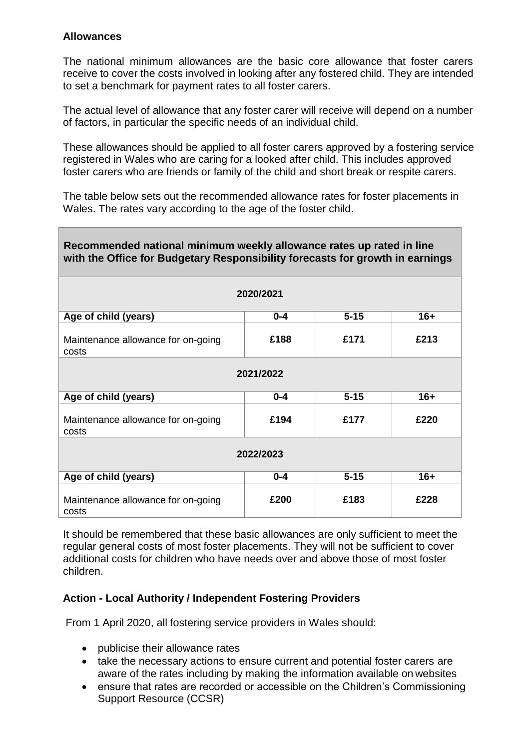## Allowances

The national minimum allowances are the basic core allowance that foster carers receive to cover the costs involved in looking after any fostered child. They are intended to set a benchmark for payment rates to all foster carers.

The actual level of allowance that any foster carer will receive will depend on a number of factors, in particular the specific needs of an individual child.

These allowances should be applied to all foster carers approved by a fostering service registered in Wales who are caring for a looked after child. This includes approved foster carers who are friends or family of the child and short break or respite carers.

The table below sets out the recommended allowance rates for foster placements in Wales. The rates vary according to the age of the foster child.

| **Recommended national minimum weekly allowance rates up rated in line with the Office for Budgetary Responsibility forecasts for growth in earnings** | | | |
|---|---|---|---|
| **2020/2021** | | | |
| **Age of child (years)** | **0-4** | **5-15** | **16+** |
| Maintenance allowance for on-going costs | **£188** | **£171** | **£213** |
| **2021/2022** | | | |
| **Age of child (years)** | **0-4** | **5-15** | **16+** |
| Maintenance allowance for on-going costs | **£194** | **£177** | **£220** |
| **2022/2023** | | | |
| **Age of child (years)** | **0-4** | **5-15** | **16+** |
| Maintenance allowance for on-going costs | **£200** | **£183** | **£228** |

It should be remembered that these basic allowances are only sufficient to meet the regular general costs of most foster placements. They will not be sufficient to cover additional costs for children who have needs over and above those of most foster children.

## Action - Local Authority / Independent Fostering Providers

From 1 April 2020, all fostering service providers in Wales should:

- publicise their allowance rates
- take the necessary actions to ensure current and potential foster carers are aware of the rates including by making the information available on websites
- ensure that rates are recorded or accessible on the Children's Commissioning Support Resource (CCSR)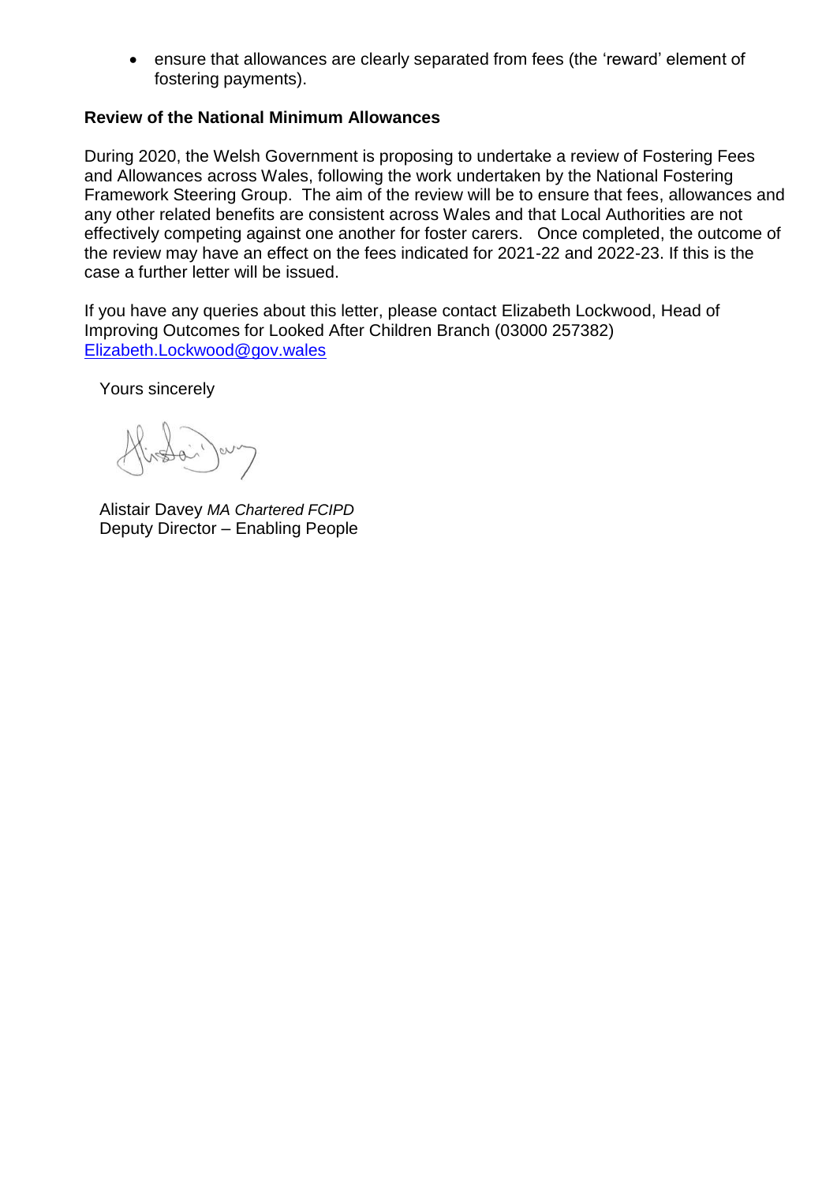- ensure that allowances are clearly separated from fees (the 'reward' element of fostering payments).

**Review of the National Minimum Allowances**

During 2020, the Welsh Government is proposing to undertake a review of Fostering Fees and Allowances across Wales, following the work undertaken by the National Fostering Framework Steering Group. The aim of the review will be to ensure that fees, allowances and any other related benefits are consistent across Wales and that Local Authorities are not effectively competing against one another for foster carers. Once completed, the outcome of the review may have an effect on the fees indicated for 2021-22 and 2022-23. If this is the case a further letter will be issued.

If you have any queries about this letter, please contact Elizabeth Lockwood, Head of Improving Outcomes for Looked After Children Branch (03000 257382) Elizabeth.Lockwood@gov.wales

Yours sincerely

Alistair Davey *MA Chartered FCIPD*
Deputy Director – Enabling People